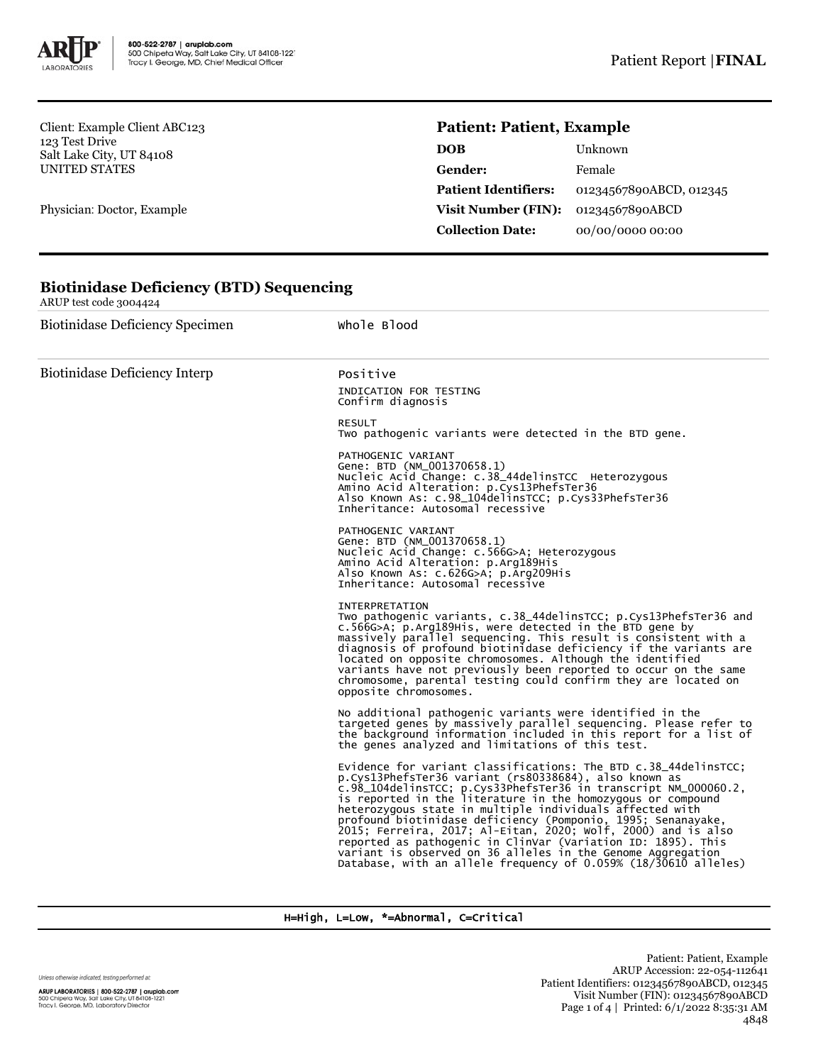Client: Example Client ABC123
123 Test Drive
Salt Lake City, UT 84108
UNITED STATES

Physician: Doctor, Example

## Patient: Patient, Example

| | |
|---|---|
| **DOB** | Unknown |
| **Gender:** | Female |
| **Patient Identifiers:** | 01234567890ABCD, 012345 |
| **Visit Number (FIN):** | 01234567890ABCD |
| **Collection Date:** | 00/00/0000 00:00 |

## Biotinidase Deficiency (BTD) Sequencing

ARUP test code 3004424

**Biotinidase Deficiency Specimen**

Whole Blood

**Biotinidase Deficiency Interp**

Positive

INDICATION FOR TESTING
Confirm diagnosis

RESULT
Two pathogenic variants were detected in the BTD gene.

PATHOGENIC VARIANT
Gene: BTD (NM_001370658.1)
Nucleic Acid Change: c.38_44delinsTCC Heterozygous
Amino Acid Alteration: p.Cys13PhefsTer36
Also Known As: c.98_104delinsTCC; p.Cys33PhefsTer36
Inheritance: Autosomal recessive

PATHOGENIC VARIANT
Gene: BTD (NM_001370658.1)
Nucleic Acid Change: c.566G>A; Heterozygous
Amino Acid Alteration: p.Arg189His
Also Known As: c.626G>A; p.Arg209His
Inheritance: Autosomal recessive

INTERPRETATION
Two pathogenic variants, c.38_44delinsTCC; p.Cys13PhefsTer36 and c.566G>A; p.Arg189His, were detected in the BTD gene by massively parallel sequencing. This result is consistent with a diagnosis of profound biotinidase deficiency if the variants are located on opposite chromosomes. Although the identified variants have not previously been reported to occur on the same chromosome, parental testing could confirm they are located on opposite chromosomes.

No additional pathogenic variants were identified in the targeted genes by massively parallel sequencing. Please refer to the background information included in this report for a list of the genes analyzed and limitations of this test.

Evidence for variant classifications: The BTD c.38_44delinsTCC; p.Cys13PhefsTer36 variant (rs80338684), also known as c.98_104delinsTCC; p.Cys33PhefsTer36 in transcript NM_000060.2, is reported in the literature in the homozygous or compound heterozygous state in multiple individuals affected with profound biotinidase deficiency (Pomponio, 1995; Senanayake, 2015; Ferreira, 2017; Al-Eitan, 2020; Wolf, 2000) and is also reported as pathogenic in ClinVar (Variation ID: 1895). This variant is observed on 36 alleles in the Genome Aggregation Database, with an allele frequency of 0.059% (18/30610 alleles)

H=High, L=Low, *=Abnormal, C=Critical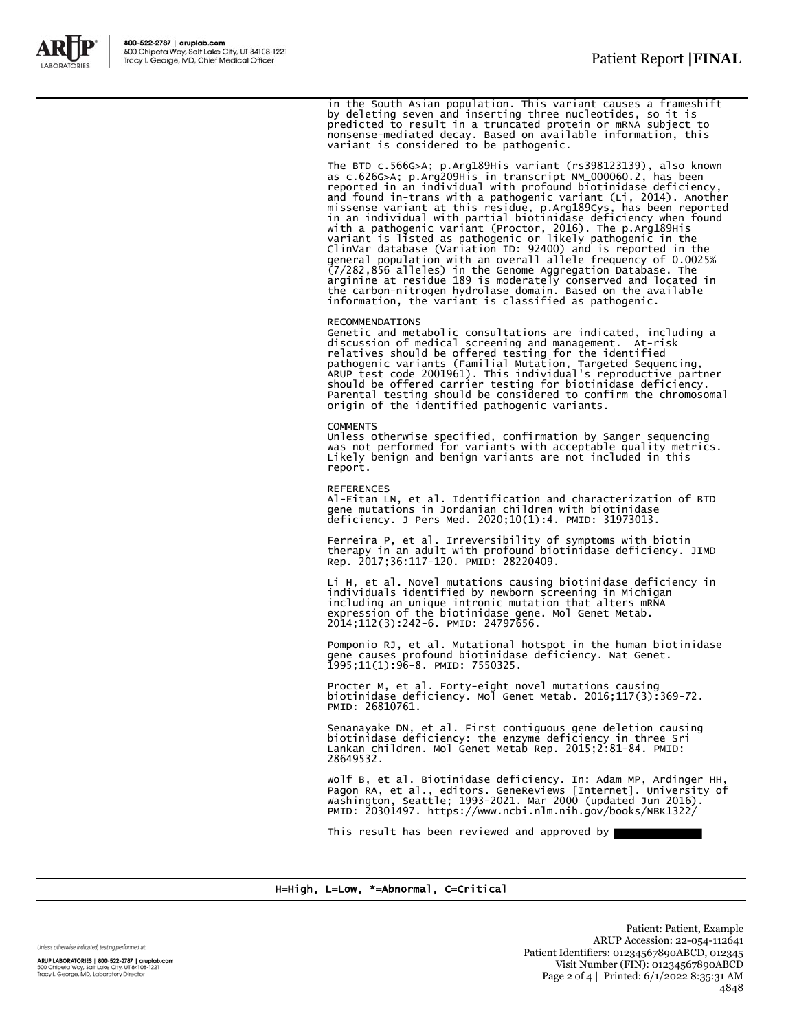in the South Asian population. This variant causes a frameshift by deleting seven and inserting three nucleotides, so it is predicted to result in a truncated protein or mRNA subject to nonsense-mediated decay. Based on available information, this variant is considered to be pathogenic.

The BTD c.566G>A; p.Arg189His variant (rs398123139), also known as c.626G>A; p.Arg209His in transcript NM_000060.2, has been reported in an individual with profound biotinidase deficiency, and found in-trans with a pathogenic variant (Li, 2014). Another missense variant at this residue, p.Arg189Cys, has been reported in an individual with partial biotinidase deficiency when found with a pathogenic variant (Proctor, 2016). The p.Arg189His variant is listed as pathogenic or likely pathogenic in the ClinVar database (Variation ID: 92400) and is reported in the general population with an overall allele frequency of 0.0025% (7/282,856 alleles) in the Genome Aggregation Database. The arginine at residue 189 is moderately conserved and located in the carbon-nitrogen hydrolase domain. Based on the available information, the variant is classified as pathogenic.

RECOMMENDATIONS
Genetic and metabolic consultations are indicated, including a discussion of medical screening and management. At-risk relatives should be offered testing for the identified pathogenic variants (Familial Mutation, Targeted Sequencing, ARUP test code 2001961). This individual's reproductive partner should be offered carrier testing for biotinidase deficiency. Parental testing should be considered to confirm the chromosomal origin of the identified pathogenic variants.

COMMENTS
Unless otherwise specified, confirmation by Sanger sequencing was not performed for variants with acceptable quality metrics. Likely benign and benign variants are not included in this report.

REFERENCES
Al-Eitan LN, et al. Identification and characterization of BTD gene mutations in Jordanian children with biotinidase deficiency. J Pers Med. 2020;10(1):4. PMID: 31973013.

Ferreira P, et al. Irreversibility of symptoms with biotin therapy in an adult with profound biotinidase deficiency. JIMD Rep. 2017;36:117-120. PMID: 28220409.

Li H, et al. Novel mutations causing biotinidase deficiency in individuals identified by newborn screening in Michigan including an unique intronic mutation that alters mRNA expression of the biotinidase gene. Mol Genet Metab. 2014;112(3):242-6. PMID: 24797656.

Pomponio RJ, et al. Mutational hotspot in the human biotinidase gene causes profound biotinidase deficiency. Nat Genet. 1995;11(1):96-8. PMID: 7550325.

Procter M, et al. Forty-eight novel mutations causing biotinidase deficiency. Mol Genet Metab. 2016;117(3):369-72. PMID: 26810761.

Senanayake DN, et al. First contiguous gene deletion causing biotinidase deficiency: the enzyme deficiency in three Sri Lankan children. Mol Genet Metab Rep. 2015;2:81-84. PMID: 28649532.

Wolf B, et al. Biotinidase deficiency. In: Adam MP, Ardinger HH, Pagon RA, et al., editors. GeneReviews [Internet]. University of Washington, Seattle; 1993-2021. Mar 2000 (updated Jun 2016). PMID: 20301497. https://www.ncbi.nlm.nih.gov/books/NBK1322/

This result has been reviewed and approved by

H=High, L=Low, *=Abnormal, C=Critical

Patient: Patient, Example
ARUP Accession: 22-054-112641
Patient Identifiers: 01234567890ABCD, 012345
Visit Number (FIN): 01234567890ABCD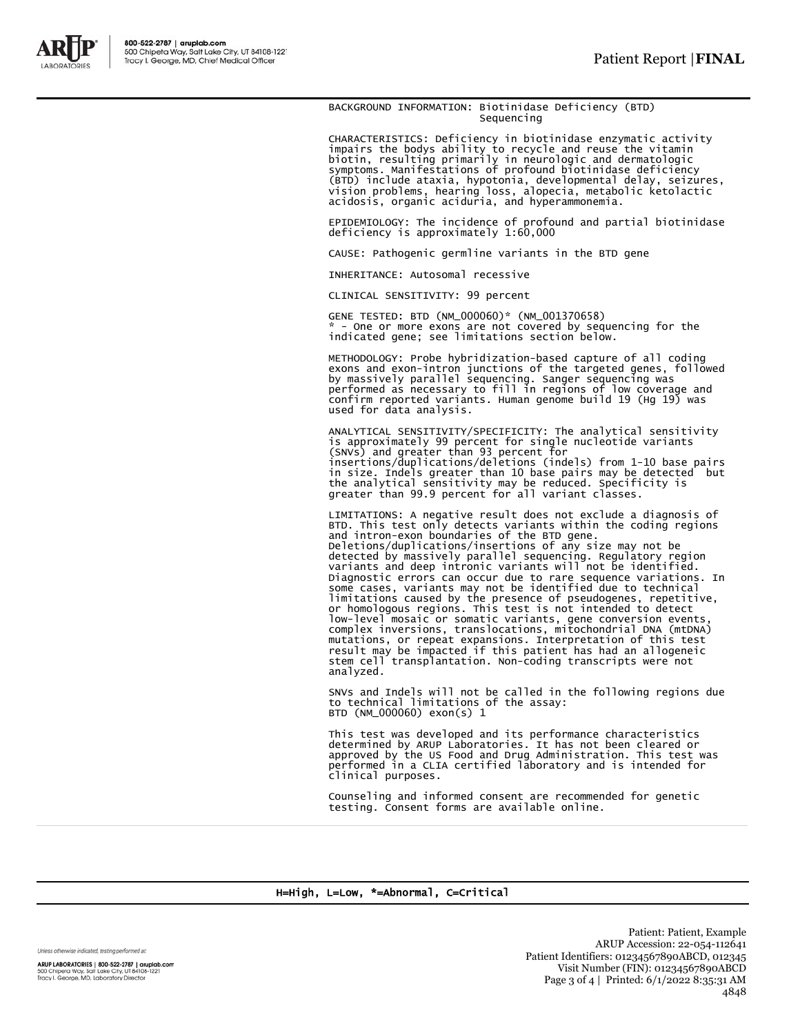BACKGROUND INFORMATION: Biotinidase Deficiency (BTD) Sequencing

CHARACTERISTICS: Deficiency in biotinidase enzymatic activity impairs the bodys ability to recycle and reuse the vitamin biotin, resulting primarily in neurologic and dermatologic symptoms. Manifestations of profound biotinidase deficiency (BTD) include ataxia, hypotonia, developmental delay, seizures, vision problems, hearing loss, alopecia, metabolic ketolactic acidosis, organic aciduria, and hyperammonemia.

EPIDEMIOLOGY: The incidence of profound and partial biotinidase deficiency is approximately 1:60,000

CAUSE: Pathogenic germline variants in the BTD gene

INHERITANCE: Autosomal recessive

CLINICAL SENSITIVITY: 99 percent

GENE TESTED: BTD (NM_000060)* (NM_001370658)
* - One or more exons are not covered by sequencing for the indicated gene; see limitations section below.

METHODOLOGY: Probe hybridization-based capture of all coding exons and exon-intron junctions of the targeted genes, followed by massively parallel sequencing. Sanger sequencing was performed as necessary to fill in regions of low coverage and confirm reported variants. Human genome build 19 (Hg 19) was used for data analysis.

ANALYTICAL SENSITIVITY/SPECIFICITY: The analytical sensitivity is approximately 99 percent for single nucleotide variants (SNVs) and greater than 93 percent for insertions/duplications/deletions (indels) from 1-10 base pairs in size. Indels greater than 10 base pairs may be detected but the analytical sensitivity may be reduced. Specificity is greater than 99.9 percent for all variant classes.

LIMITATIONS: A negative result does not exclude a diagnosis of BTD. This test only detects variants within the coding regions and intron-exon boundaries of the BTD gene. Deletions/duplications/insertions of any size may not be detected by massively parallel sequencing. Regulatory region variants and deep intronic variants will not be identified. Diagnostic errors can occur due to rare sequence variations. In some cases, variants may not be identified due to technical limitations caused by the presence of pseudogenes, repetitive, or homologous regions. This test is not intended to detect low-level mosaic or somatic variants, gene conversion events, complex inversions, translocations, mitochondrial DNA (mtDNA) mutations, or repeat expansions. Interpretation of this test result may be impacted if this patient has had an allogeneic stem cell transplantation. Non-coding transcripts were not analyzed.

SNVs and Indels will not be called in the following regions due to technical limitations of the assay:
BTD (NM_000060) exon(s) 1

This test was developed and its performance characteristics determined by ARUP Laboratories. It has not been cleared or approved by the US Food and Drug Administration. This test was performed in a CLIA certified laboratory and is intended for clinical purposes.

Counseling and informed consent are recommended for genetic testing. Consent forms are available online.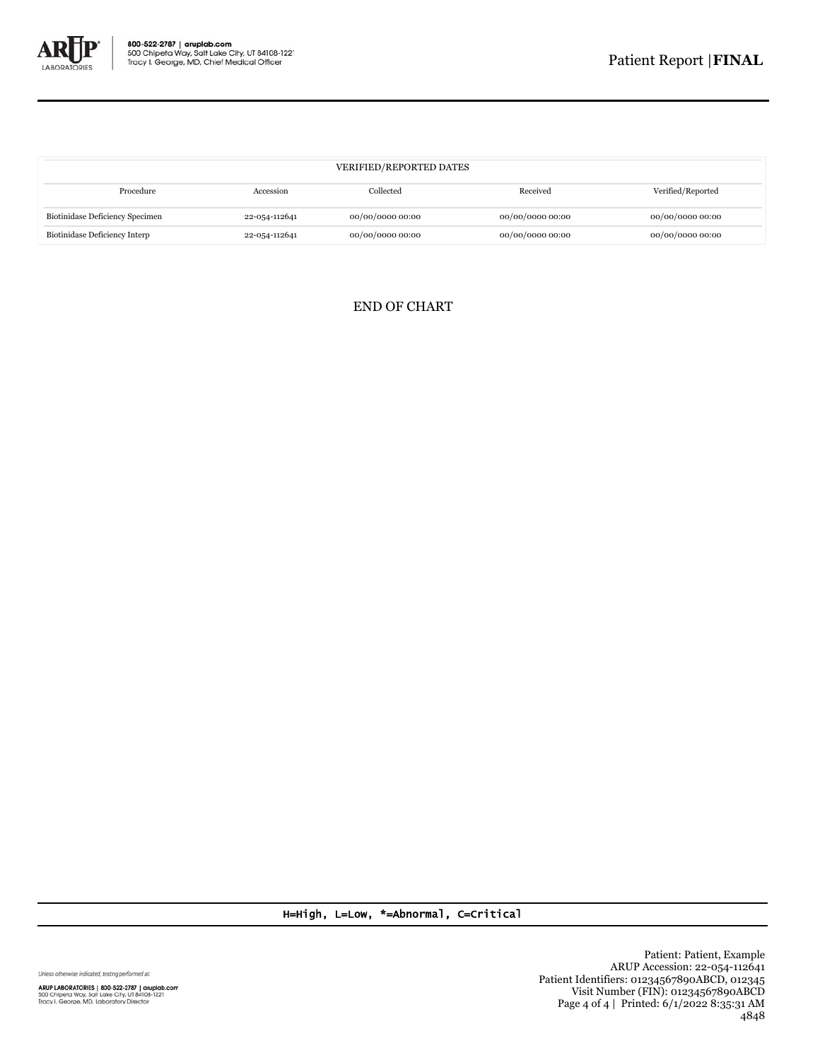| VERIFIED/REPORTED DATES | | | | |
|---|---|---|---|---|
| Procedure | Accession | Collected | Received | Verified/Reported |
| Biotinidase Deficiency Specimen | 22-054-112641 | 00/00/0000 00:00 | 00/00/0000 00:00 | 00/00/0000 00:00 |
| Biotinidase Deficiency Interp | 22-054-112641 | 00/00/0000 00:00 | 00/00/0000 00:00 | 00/00/0000 00:00 |

END OF CHART

H=High, L=Low, *=Abnormal, C=Critical